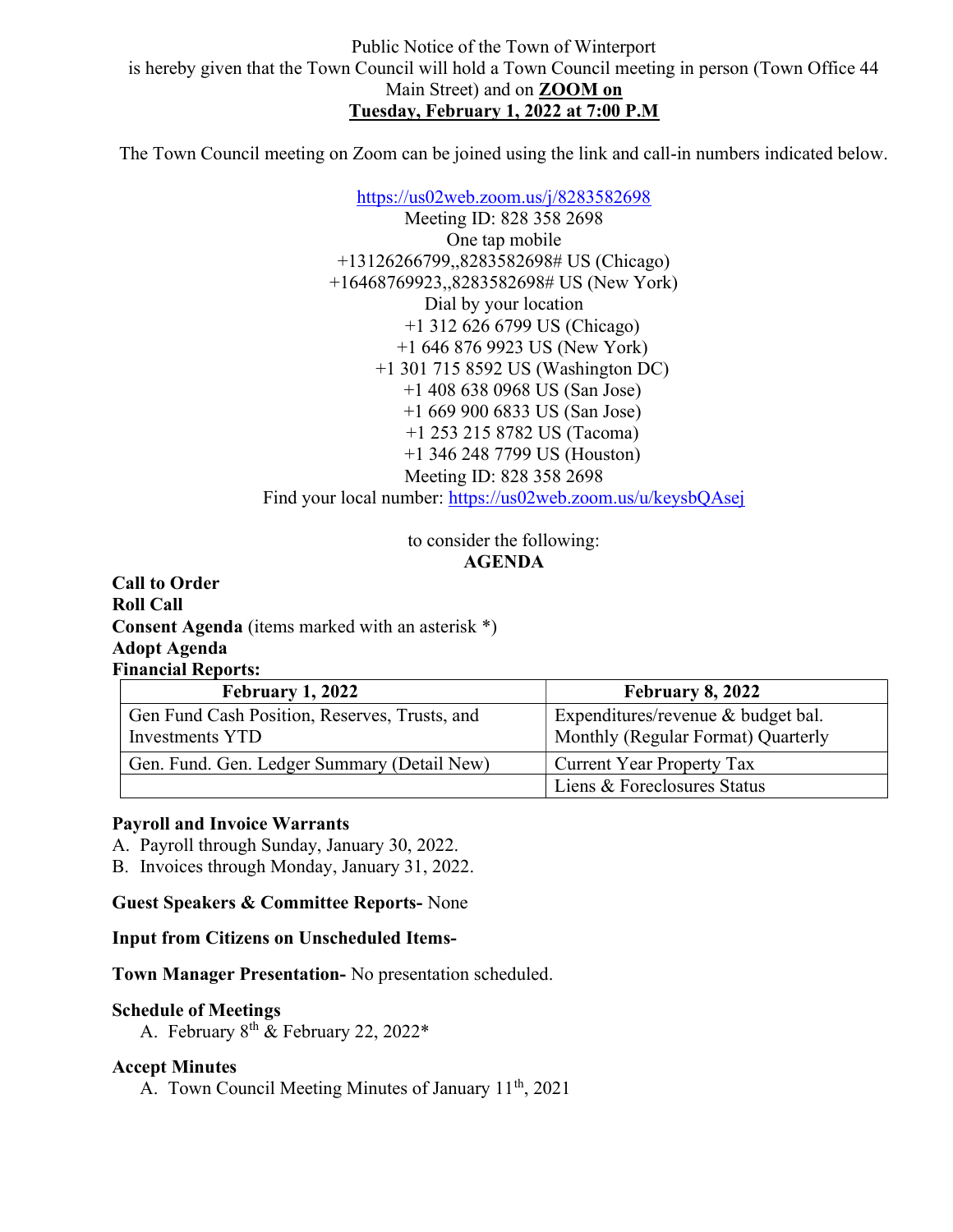Public Notice of the Town of Winterport
is hereby given that the Town Council will hold a Town Council meeting in person (Town Office 44 Main Street) and on **ZOOM on**
**Tuesday, February 1, 2022 at 7:00 P.M**

The Town Council meeting on Zoom can be joined using the link and call-in numbers indicated below.

https://us02web.zoom.us/j/8283582698
Meeting ID: 828 358 2698
One tap mobile
+13126266799,,8283582698# US (Chicago)
+16468769923,,8283582698# US (New York)
Dial by your location
+1 312 626 6799 US (Chicago)
+1 646 876 9923 US (New York)
+1 301 715 8592 US (Washington DC)
+1 408 638 0968 US (San Jose)
+1 669 900 6833 US (San Jose)
+1 253 215 8782 US (Tacoma)
+1 346 248 7799 US (Houston)
Meeting ID: 828 358 2698
Find your local number: https://us02web.zoom.us/u/keysbQAsej

to consider the following:
**AGENDA**

**Call to Order**
**Roll Call**
**Consent Agenda** (items marked with an asterisk *)
**Adopt Agenda**
**Financial Reports:**

| February 1, 2022 | February 8, 2022 |
|---|---|
| Gen Fund Cash Position, Reserves, Trusts, and Investments YTD | Expenditures/revenue & budget bal. Monthly (Regular Format) Quarterly |
| Gen. Fund. Gen. Ledger Summary (Detail New) | Current Year Property Tax |
| | Liens & Foreclosures Status |

**Payroll and Invoice Warrants**

A. Payroll through Sunday, January 30, 2022.
B. Invoices through Monday, January 31, 2022.

**Guest Speakers & Committee Reports-** None

**Input from Citizens on Unscheduled Items-**

**Town Manager Presentation-** No presentation scheduled.

**Schedule of Meetings**

A. February 8th & February 22, 2022*

**Accept Minutes**

A. Town Council Meeting Minutes of January 11th, 2021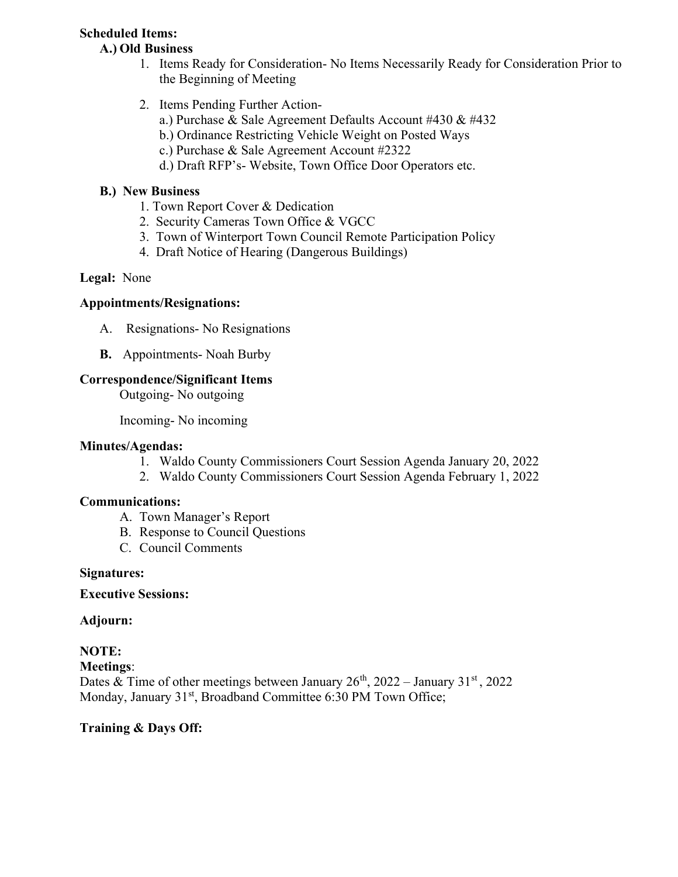**Scheduled Items:**

**A.) Old Business**

1. Items Ready for Consideration- No Items Necessarily Ready for Consideration Prior to the Beginning of Meeting

2. Items Pending Further Action-
   a.) Purchase & Sale Agreement Defaults Account #430 & #432
   b.) Ordinance Restricting Vehicle Weight on Posted Ways
   c.) Purchase & Sale Agreement Account #2322
   d.) Draft RFP's- Website, Town Office Door Operators etc.

**B.) New Business**

1. Town Report Cover & Dedication
2. Security Cameras Town Office & VGCC
3. Town of Winterport Town Council Remote Participation Policy
4. Draft Notice of Hearing (Dangerous Buildings)

**Legal:** None

**Appointments/Resignations:**

A. Resignations- No Resignations

**B.** Appointments- Noah Burby

**Correspondence/Significant Items**

Outgoing- No outgoing

Incoming- No incoming

**Minutes/Agendas:**

1. Waldo County Commissioners Court Session Agenda January 20, 2022
2. Waldo County Commissioners Court Session Agenda February 1, 2022

**Communications:**

A. Town Manager's Report
B. Response to Council Questions
C. Council Comments

**Signatures:**

**Executive Sessions:**

**Adjourn:**

**NOTE:**

**Meetings**:
Dates & Time of other meetings between January 26th, 2022 – January 31st, 2022
Monday, January 31st, Broadband Committee 6:30 PM Town Office;

**Training & Days Off:**